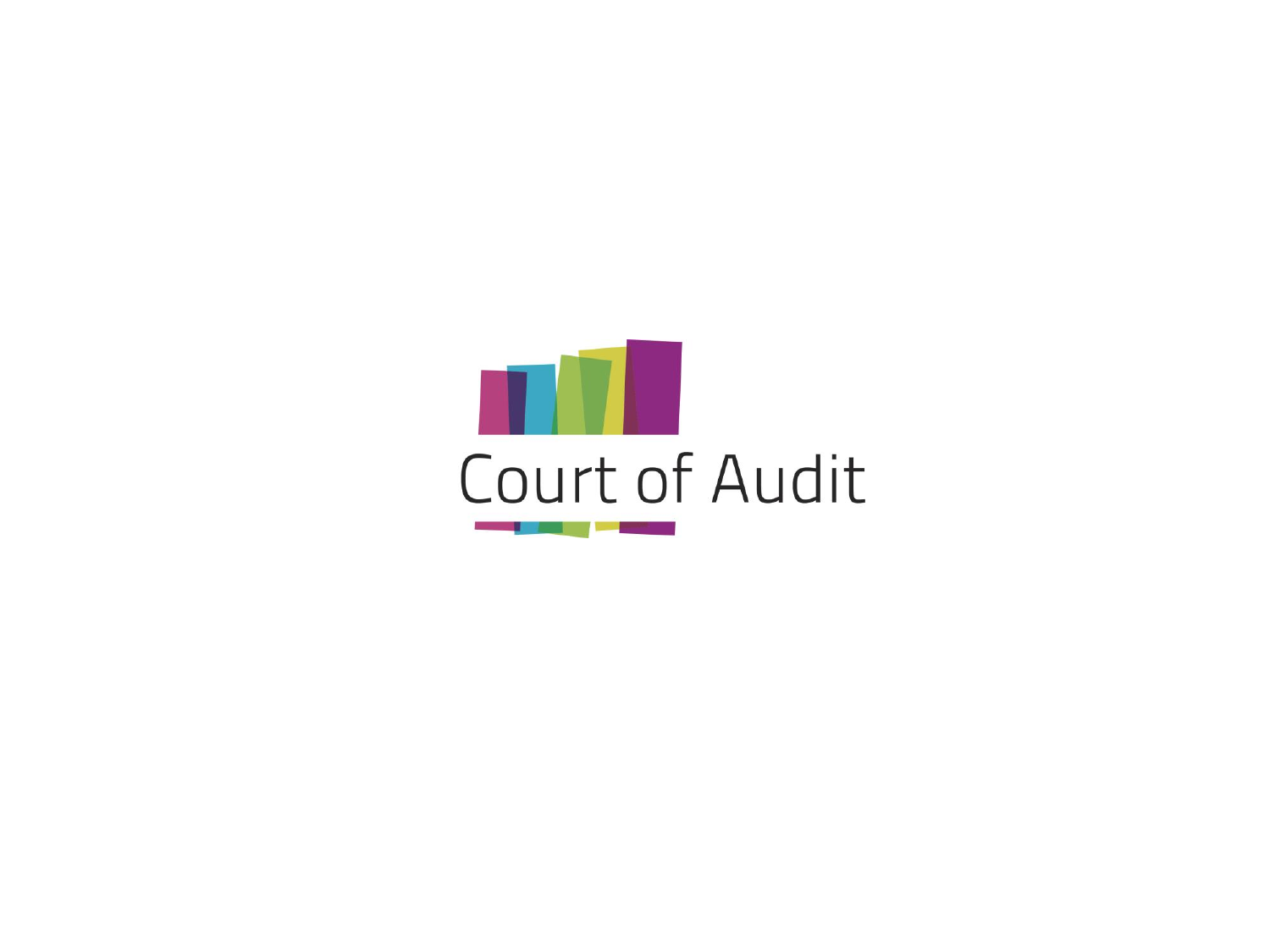Court of Audit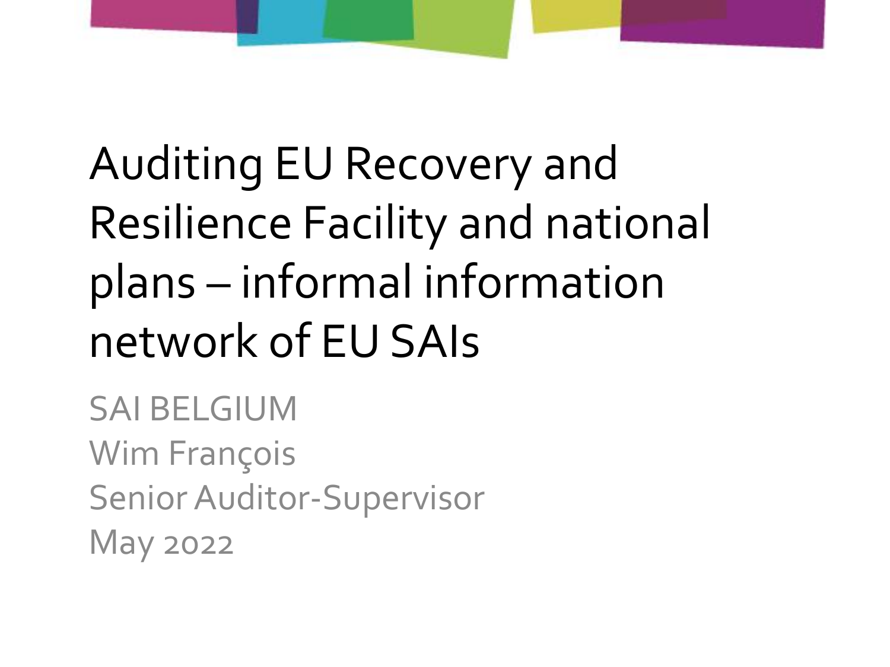# Auditing EU Recovery and Resilience Facility and national plans – informal information network of EU SAIs

SAI BELGIUM

Wim François

Senior Auditor-Supervisor

May 2022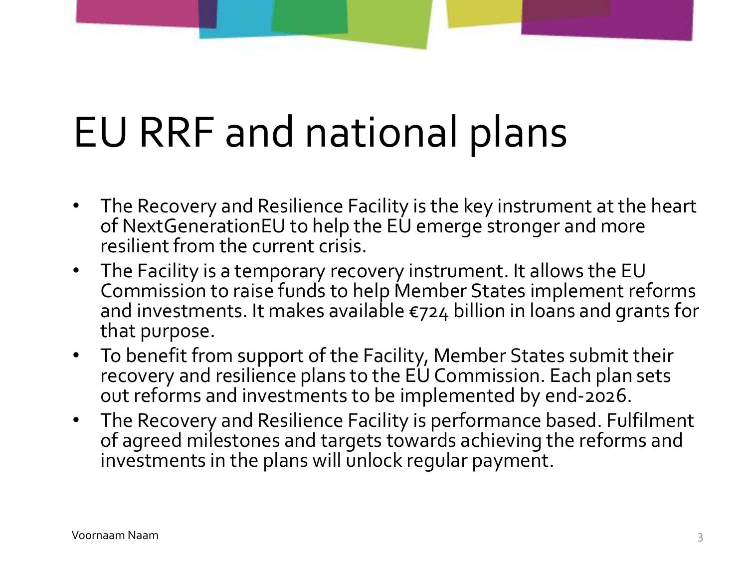# EU RRF and national plans

- The Recovery and Resilience Facility is the key instrument at the heart of NextGenerationEU to help the EU emerge stronger and more resilient from the current crisis.
- The Facility is a temporary recovery instrument. It allows the EU Commission to raise funds to help Member States implement reforms and investments. It makes available €724 billion in loans and grants for that purpose.
- To benefit from support of the Facility, Member States submit their recovery and resilience plans to the EU Commission. Each plan sets out reforms and investments to be implemented by end-2026.
- The Recovery and Resilience Facility is performance based. Fulfilment of agreed milestones and targets towards achieving the reforms and investments in the plans will unlock regular payment.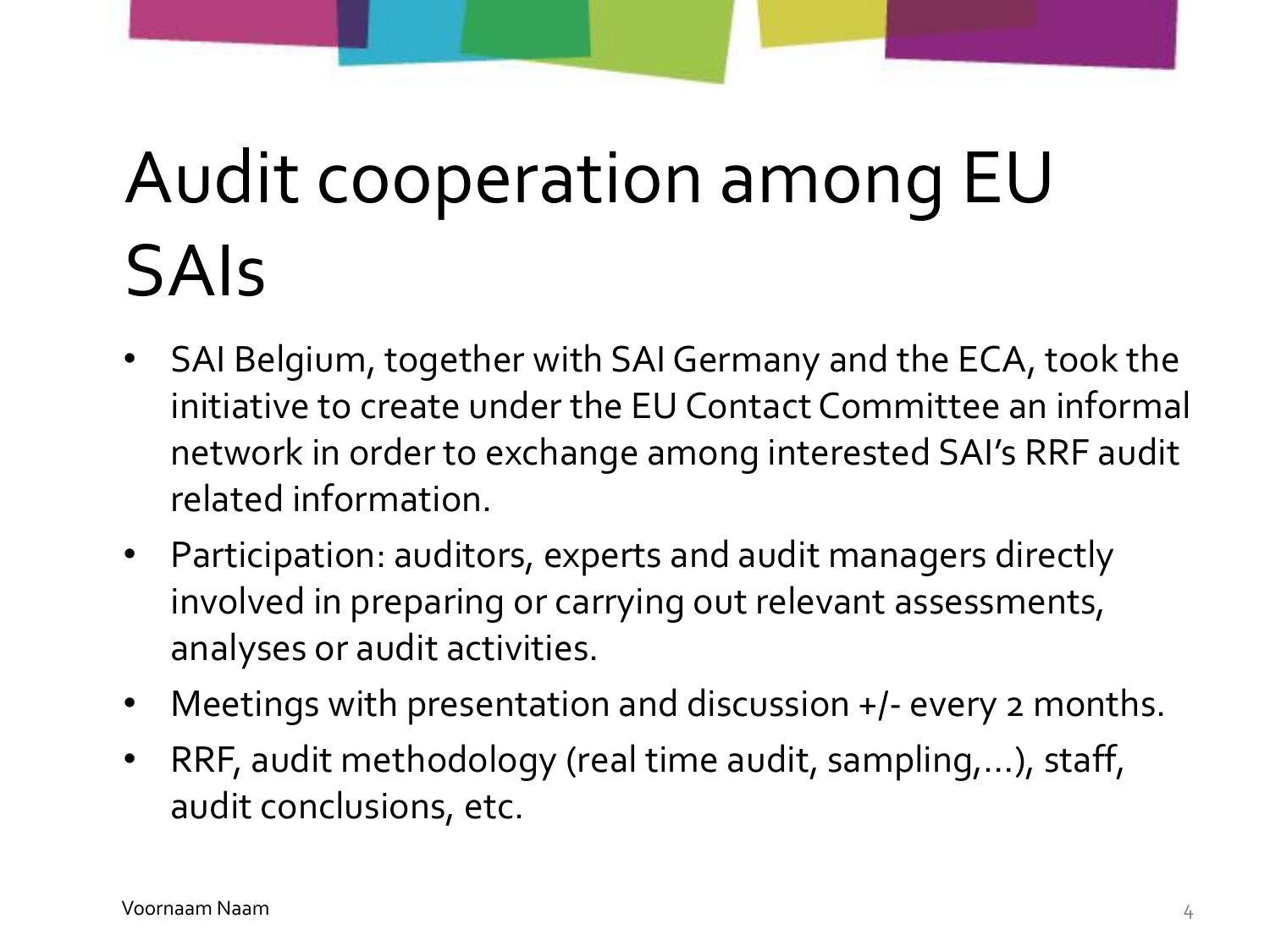# Audit cooperation among EU SAIs

- SAI Belgium, together with SAI Germany and the ECA, took the initiative to create under the EU Contact Committee an informal network in order to exchange among interested SAI's RRF audit related information.
- Participation: auditors, experts and audit managers directly involved in preparing or carrying out relevant assessments, analyses or audit activities.
- Meetings with presentation and discussion +/- every 2 months.
- RRF, audit methodology (real time audit, sampling,...), staff, audit conclusions, etc.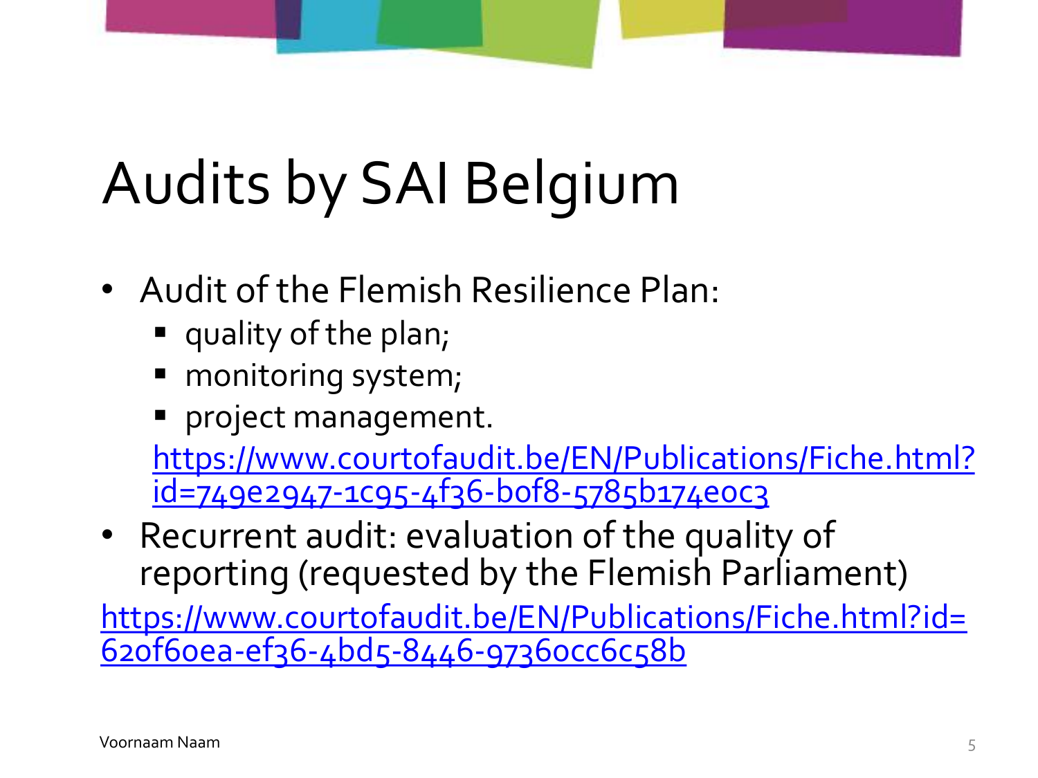# Audits by SAI Belgium

- Audit of the Flemish Resilience Plan:
  - quality of the plan;
  - monitoring system;
  - project management.

  https://www.courtofaudit.be/EN/Publications/Fiche.html?id=749e2947-1c95-4f36-b0f8-5785b174e0c3
- Recurrent audit: evaluation of the quality of reporting (requested by the Flemish Parliament)

https://www.courtofaudit.be/EN/Publications/Fiche.html?id=620f60ea-ef36-4bd5-8446-97360cc6c58b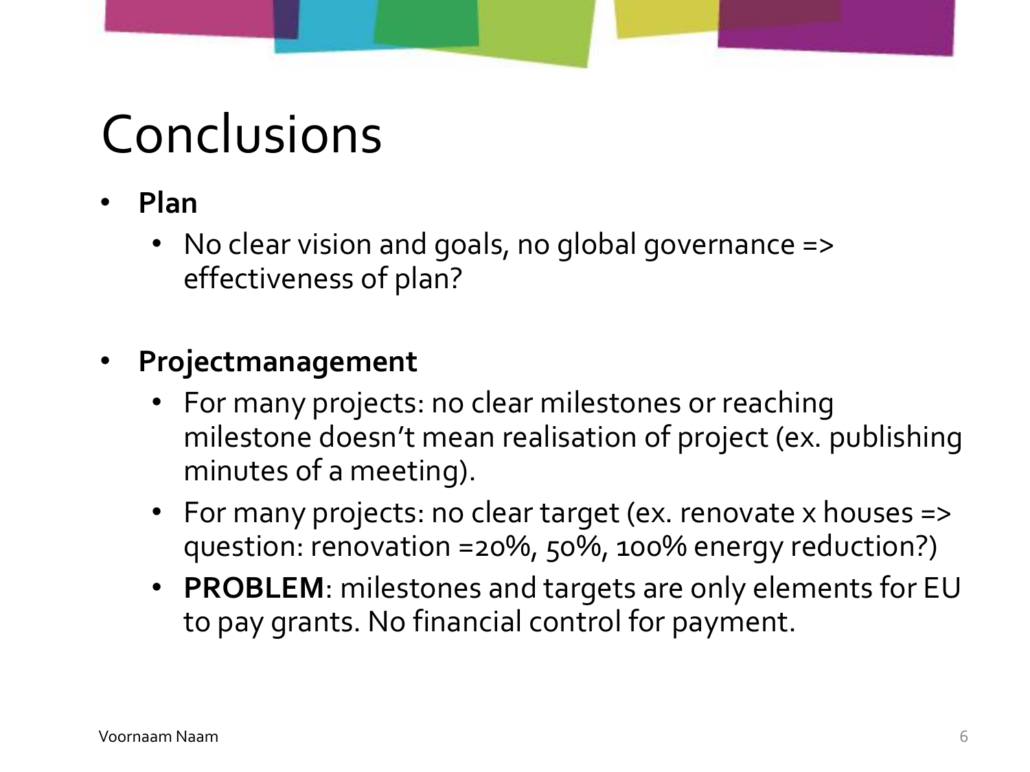# Conclusions

- **Plan**
  - No clear vision and goals, no global governance => effectiveness of plan?

- **Projectmanagement**
  - For many projects: no clear milestones or reaching milestone doesn't mean realisation of project (ex. publishing minutes of a meeting).
  - For many projects: no clear target (ex. renovate x houses => question: renovation =20%, 50%, 100% energy reduction?)
  - **PROBLEM**: milestones and targets are only elements for EU to pay grants. No financial control for payment.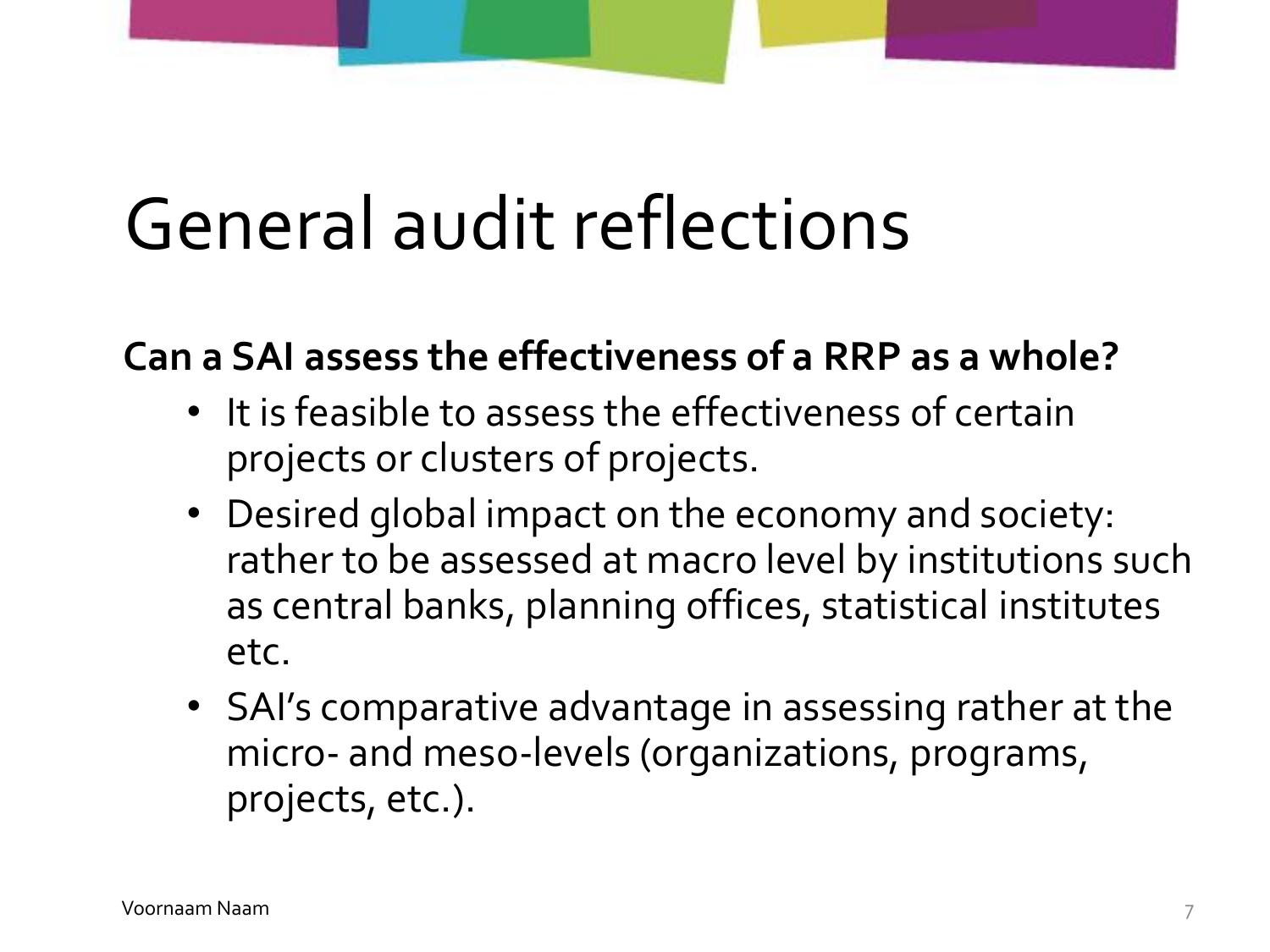# General audit reflections

**Can a SAI assess the effectiveness of a RRP as a whole?**

- It is feasible to assess the effectiveness of certain projects or clusters of projects.
- Desired global impact on the economy and society: rather to be assessed at macro level by institutions such as central banks, planning offices, statistical institutes etc.
- SAI's comparative advantage in assessing rather at the micro- and meso-levels (organizations, programs, projects, etc.).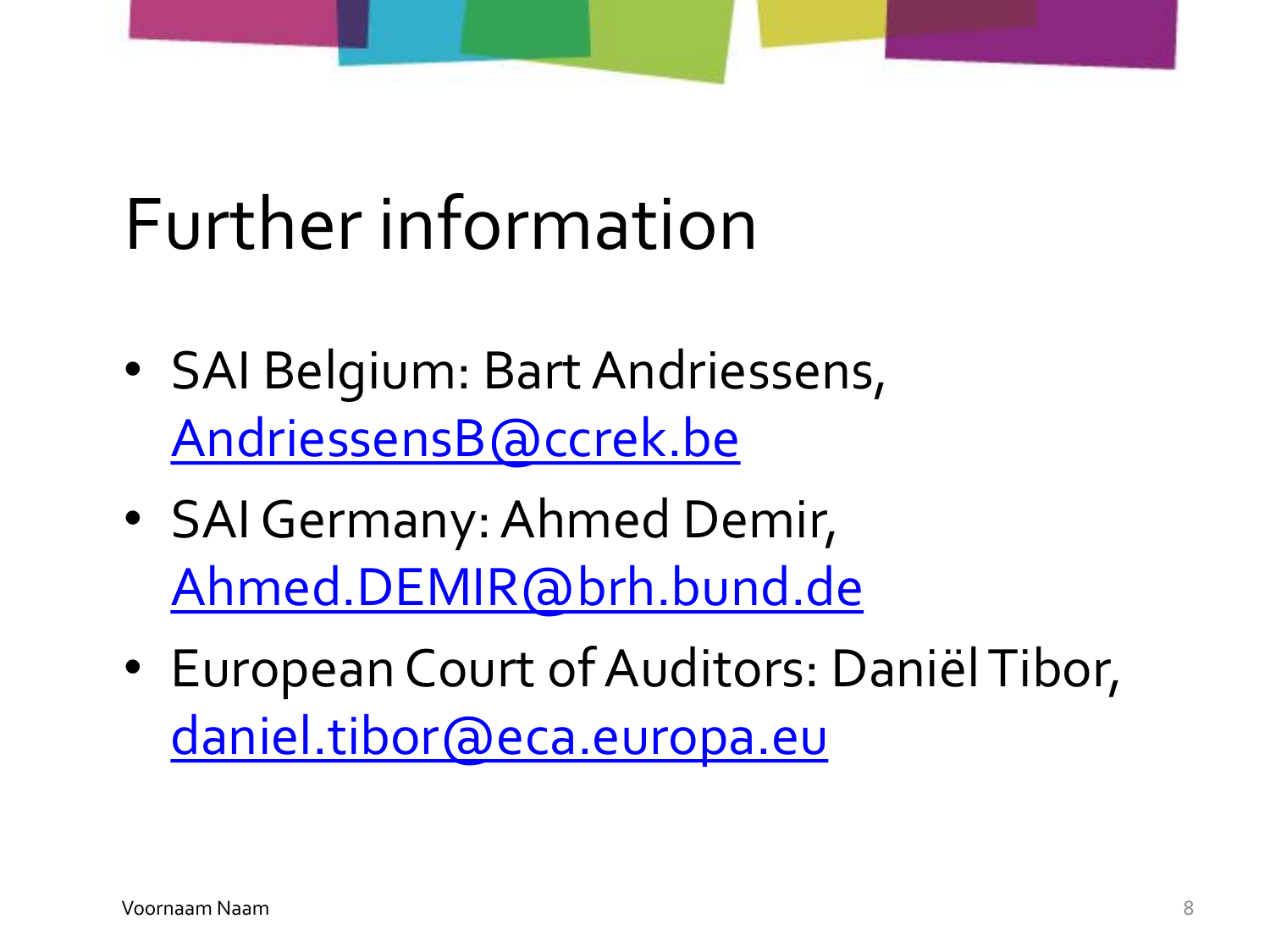# Further information

- SAI Belgium: Bart Andriessens, AndriessensB@ccrek.be
- SAI Germany: Ahmed Demir, Ahmed.DEMIR@brh.bund.de
- European Court of Auditors: Daniël Tibor, daniel.tibor@eca.europa.eu